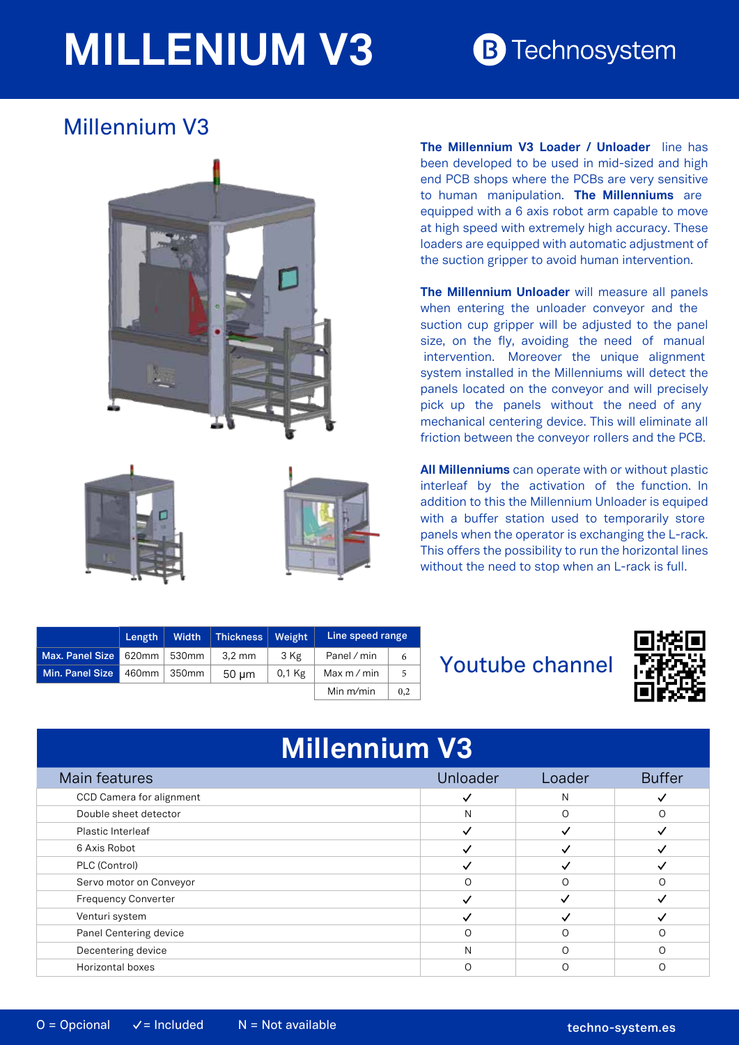# MILLENIUM V3

Technosystem

## Millennium V3

**The Millennium V3 Loader / Unloader** line has been developed to be used in mid-sized and high end PCB shops where the PCBs are very sensitive to human manipulation. **The Millenniums** are equipped with a 6 axis robot arm capable to move at high speed with extremely high accuracy. These loaders are equipped with automatic adjustment of the suction gripper to avoid human intervention.

**The Millennium Unloader** will measure all panels when entering the unloader conveyor and the suction cup gripper will be adjusted to the panel size, on the fly, avoiding the need of manual intervention. Moreover the unique alignment system installed in the Millenniums will detect the panels located on the conveyor and will precisely pick up the panels without the need of any mechanical centering device. This will eliminate all friction between the conveyor rollers and the PCB.

**All Millenniums** can operate with or without plastic interleaf by the activation of the function. In addition to this the Millennium Unloader is equiped with a buffer station used to temporarily store panels when the operator is exchanging the L-rack. This offers the possibility to run the horizontal lines without the need to stop when an L-rack is full.

| | Length | Width | Thickness | Weight | Line speed range | |
|---|---|---|---|---|---|---|
| Max. Panel Size | 620mm | 530mm | 3,2 mm | 3 Kg | Panel / min | 6 |
| Min. Panel Size | 460mm | 350mm | 50 µm | 0,1 Kg | Max m / min | 5 |
| | | | | | Min m/min | 0,2 |

Youtube channel

## Millennium V3

| Main features | Unloader | Loader | Buffer |
|---|---|---|---|
| CCD Camera for alignment | ✓ | N | ✓ |
| Double sheet detector | N | O | O |
| Plastic Interleaf | ✓ | ✓ | ✓ |
| 6 Axis Robot | ✓ | ✓ | ✓ |
| PLC (Control) | ✓ | ✓ | ✓ |
| Servo motor on Conveyor | O | O | O |
| Frequency Converter | ✓ | ✓ | ✓ |
| Venturi system | ✓ | ✓ | ✓ |
| Panel Centering device | O | O | O |
| Decentering device | N | O | O |
| Horizontal boxes | O | O | O |

O = Opcional ✓= Included N = Not available

techno-system.es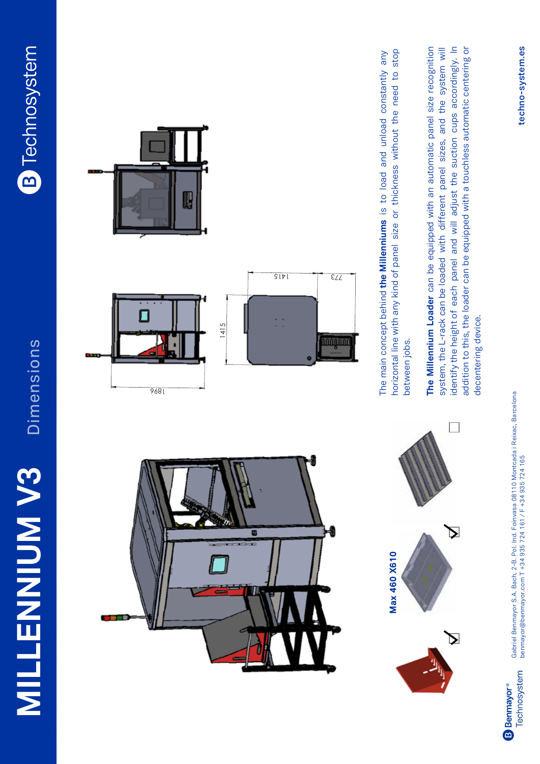# MILLENNIUM V3

Dimensions

Max 460 X610

1896

1415

1415

773

The main concept behind **the Millenniums** is to load and unload constantly any horizontal line with any kind of panel size or thickness without the need to stop between jobs.

**The Millennium Loader** can be equipped with an automatic panel size recognition system, the L-rack can be loaded with different panel sizes, and the system will identify the height of each panel and will adjust the suction cups accordingly. In addition to this, the loader can be equipped with a touchless automatic centering or decentering device.

Gabriel Benmayor S.A. Bach, 2-B. Pol. Ind. Foinvasa 08110 Montcada i Reixac, Barcelona
benmayor@benmayor.com T +34 935 724 161 / F +34 935 724 165

techno-system.es